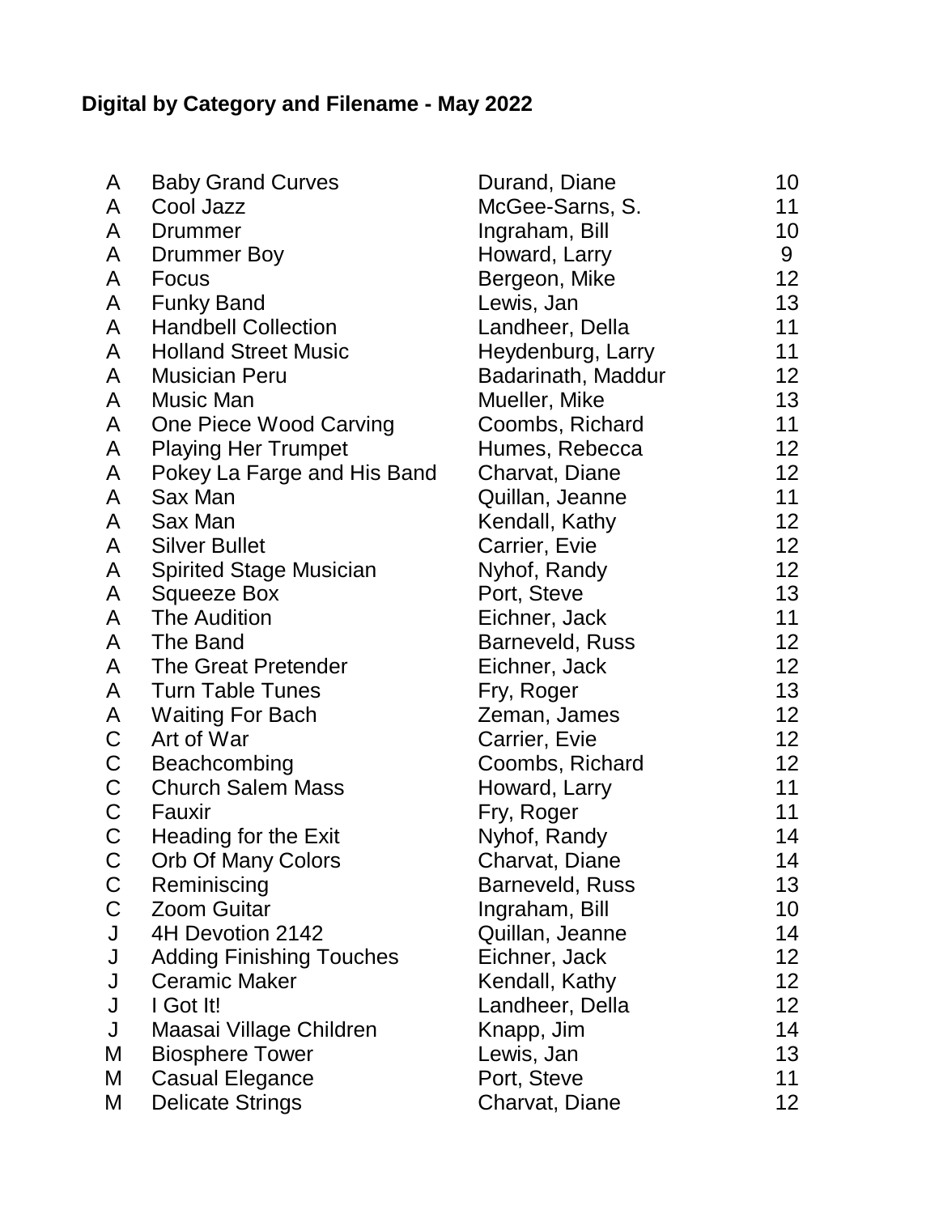# Digital by Category and Filename - May 2022

| | | | |
|---|---|---|---|
| A | Baby Grand Curves | Durand, Diane | 10 |
| A | Cool Jazz | McGee-Sarns, S. | 11 |
| A | Drummer | Ingraham, Bill | 10 |
| A | Drummer Boy | Howard, Larry | 9 |
| A | Focus | Bergeon, Mike | 12 |
| A | Funky Band | Lewis, Jan | 13 |
| A | Handbell Collection | Landheer, Della | 11 |
| A | Holland Street Music | Heydenburg, Larry | 11 |
| A | Musician Peru | Badarinath, Maddur | 12 |
| A | Music Man | Mueller, Mike | 13 |
| A | One Piece Wood Carving | Coombs, Richard | 11 |
| A | Playing Her Trumpet | Humes, Rebecca | 12 |
| A | Pokey La Farge and His Band | Charvat, Diane | 12 |
| A | Sax Man | Quillan, Jeanne | 11 |
| A | Sax Man | Kendall, Kathy | 12 |
| A | Silver Bullet | Carrier, Evie | 12 |
| A | Spirited Stage Musician | Nyhof, Randy | 12 |
| A | Squeeze Box | Port, Steve | 13 |
| A | The Audition | Eichner, Jack | 11 |
| A | The Band | Barneveld, Russ | 12 |
| A | The Great Pretender | Eichner, Jack | 12 |
| A | Turn Table Tunes | Fry, Roger | 13 |
| A | Waiting For Bach | Zeman, James | 12 |
| C | Art of War | Carrier, Evie | 12 |
| C | Beachcombing | Coombs, Richard | 12 |
| C | Church Salem Mass | Howard, Larry | 11 |
| C | Fauxir | Fry, Roger | 11 |
| C | Heading for the Exit | Nyhof, Randy | 14 |
| C | Orb Of Many Colors | Charvat, Diane | 14 |
| C | Reminiscing | Barneveld, Russ | 13 |
| C | Zoom Guitar | Ingraham, Bill | 10 |
| J | 4H Devotion 2142 | Quillan, Jeanne | 14 |
| J | Adding Finishing Touches | Eichner, Jack | 12 |
| J | Ceramic Maker | Kendall, Kathy | 12 |
| J | I Got It! | Landheer, Della | 12 |
| J | Maasai Village Children | Knapp, Jim | 14 |
| M | Biosphere Tower | Lewis, Jan | 13 |
| M | Casual Elegance | Port, Steve | 11 |
| M | Delicate Strings | Charvat, Diane | 12 |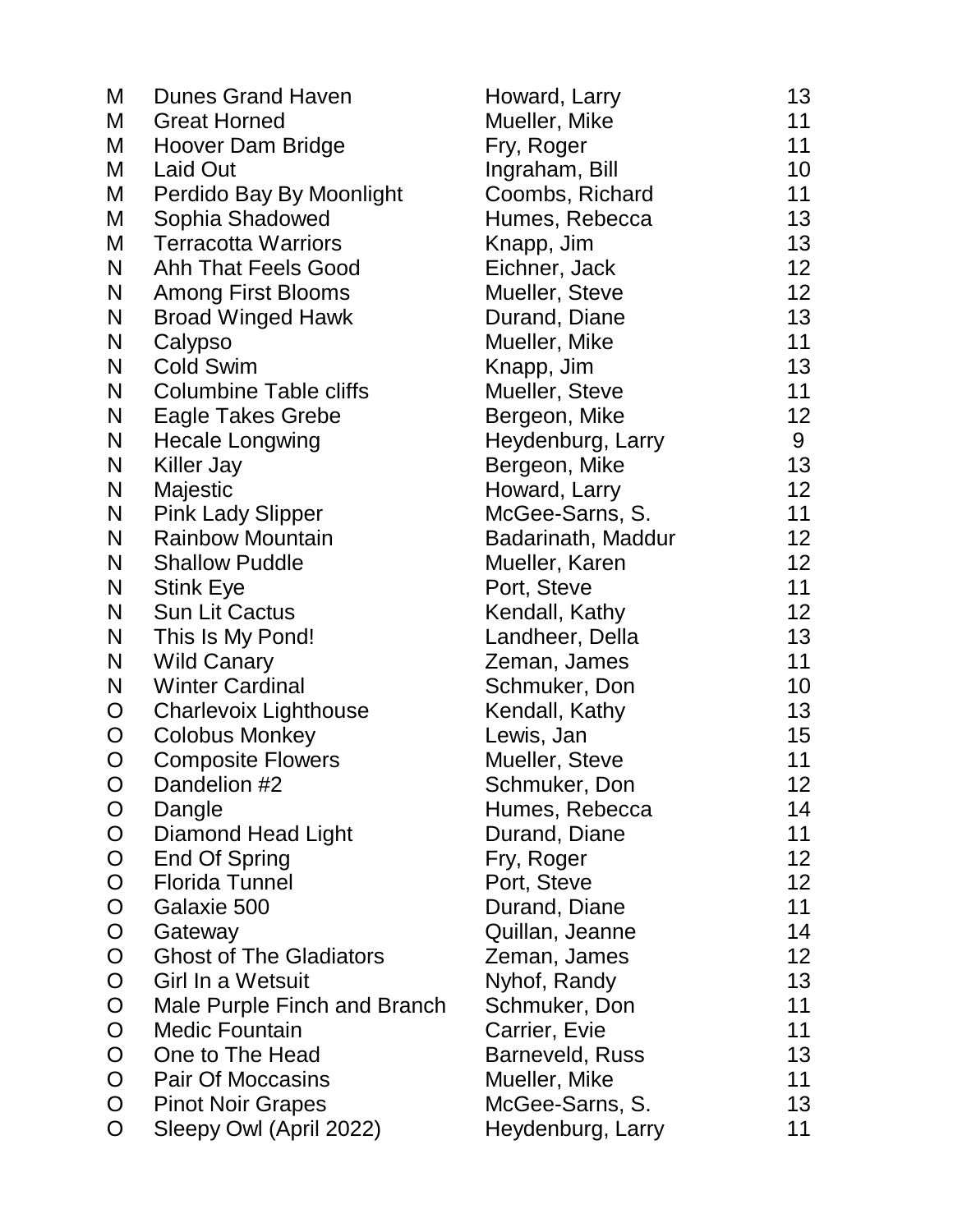| | | | |
|---|---|---|---|
| M | Dunes Grand Haven | Howard, Larry | 13 |
| M | Great Horned | Mueller, Mike | 11 |
| M | Hoover Dam Bridge | Fry, Roger | 11 |
| M | Laid Out | Ingraham, Bill | 10 |
| M | Perdido Bay By Moonlight | Coombs, Richard | 11 |
| M | Sophia Shadowed | Humes, Rebecca | 13 |
| M | Terracotta Warriors | Knapp, Jim | 13 |
| N | Ahh That Feels Good | Eichner, Jack | 12 |
| N | Among First Blooms | Mueller, Steve | 12 |
| N | Broad Winged Hawk | Durand, Diane | 13 |
| N | Calypso | Mueller, Mike | 11 |
| N | Cold Swim | Knapp, Jim | 13 |
| N | Columbine Table cliffs | Mueller, Steve | 11 |
| N | Eagle Takes Grebe | Bergeon, Mike | 12 |
| N | Hecale Longwing | Heydenburg, Larry | 9 |
| N | Killer Jay | Bergeon, Mike | 13 |
| N | Majestic | Howard, Larry | 12 |
| N | Pink Lady Slipper | McGee-Sarns, S. | 11 |
| N | Rainbow Mountain | Badarinath, Maddur | 12 |
| N | Shallow Puddle | Mueller, Karen | 12 |
| N | Stink Eye | Port, Steve | 11 |
| N | Sun Lit Cactus | Kendall, Kathy | 12 |
| N | This Is My Pond! | Landheer, Della | 13 |
| N | Wild Canary | Zeman, James | 11 |
| N | Winter Cardinal | Schmuker, Don | 10 |
| O | Charlevoix Lighthouse | Kendall, Kathy | 13 |
| O | Colobus Monkey | Lewis, Jan | 15 |
| O | Composite Flowers | Mueller, Steve | 11 |
| O | Dandelion #2 | Schmuker, Don | 12 |
| O | Dangle | Humes, Rebecca | 14 |
| O | Diamond Head Light | Durand, Diane | 11 |
| O | End Of Spring | Fry, Roger | 12 |
| O | Florida Tunnel | Port, Steve | 12 |
| O | Galaxie 500 | Durand, Diane | 11 |
| O | Gateway | Quillan, Jeanne | 14 |
| O | Ghost of The Gladiators | Zeman, James | 12 |
| O | Girl In a Wetsuit | Nyhof, Randy | 13 |
| O | Male Purple Finch and Branch | Schmuker, Don | 11 |
| O | Medic Fountain | Carrier, Evie | 11 |
| O | One to The Head | Barneveld, Russ | 13 |
| O | Pair Of Moccasins | Mueller, Mike | 11 |
| O | Pinot Noir Grapes | McGee-Sarns, S. | 13 |
| O | Sleepy Owl (April 2022) | Heydenburg, Larry | 11 |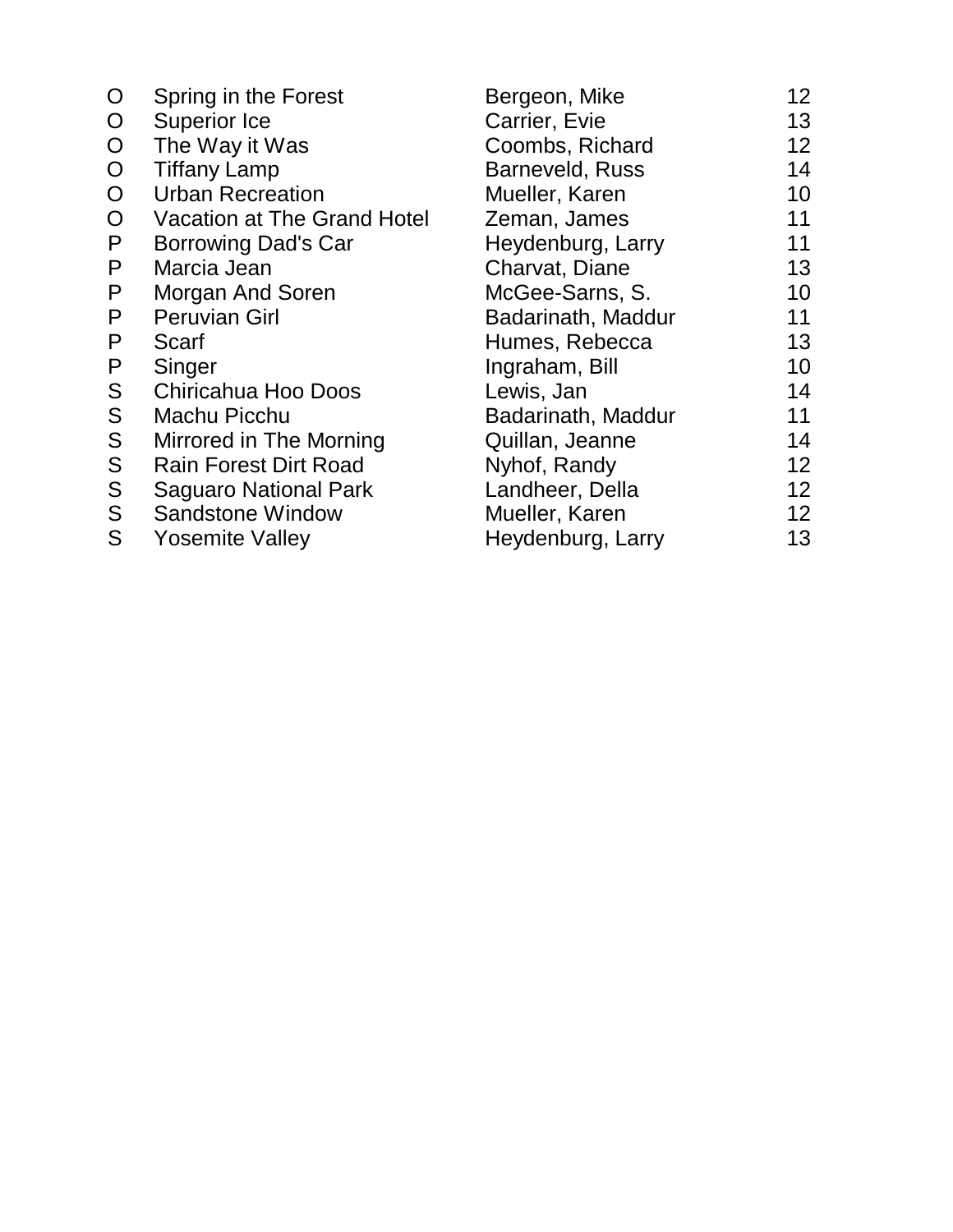| | | | |
|---|---|---|---|
| O | Spring in the Forest | Bergeon, Mike | 12 |
| O | Superior Ice | Carrier, Evie | 13 |
| O | The Way it Was | Coombs, Richard | 12 |
| O | Tiffany Lamp | Barneveld, Russ | 14 |
| O | Urban Recreation | Mueller, Karen | 10 |
| O | Vacation at The Grand Hotel | Zeman, James | 11 |
| P | Borrowing Dad's Car | Heydenburg, Larry | 11 |
| P | Marcia Jean | Charvat, Diane | 13 |
| P | Morgan And Soren | McGee-Sarns, S. | 10 |
| P | Peruvian Girl | Badarinath, Maddur | 11 |
| P | Scarf | Humes, Rebecca | 13 |
| P | Singer | Ingraham, Bill | 10 |
| S | Chiricahua Hoo Doos | Lewis, Jan | 14 |
| S | Machu Picchu | Badarinath, Maddur | 11 |
| S | Mirrored in The Morning | Quillan, Jeanne | 14 |
| S | Rain Forest Dirt Road | Nyhof, Randy | 12 |
| S | Saguaro National Park | Landheer, Della | 12 |
| S | Sandstone Window | Mueller, Karen | 12 |
| S | Yosemite Valley | Heydenburg, Larry | 13 |